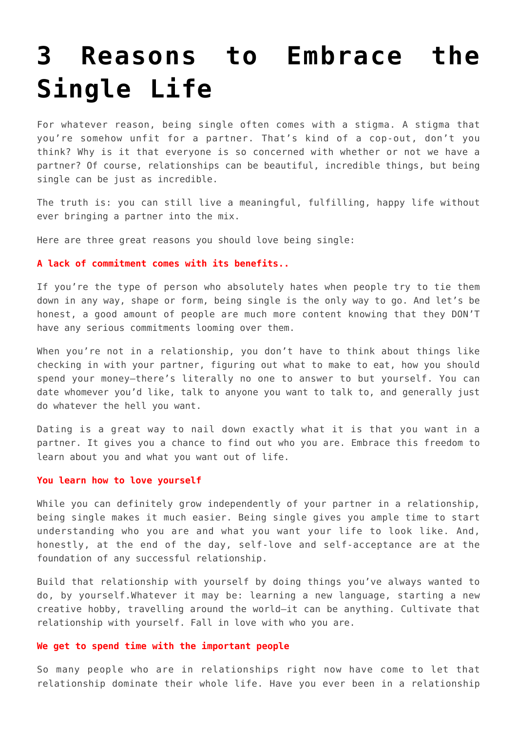# 3 Reasons to Embrace the Single Life

For whatever reason, being single often comes with a stigma. A stigma that you're somehow unfit for a partner. That's kind of a cop-out, don't you think? Why is it that everyone is so concerned with whether or not we have a partner? Of course, relationships can be beautiful, incredible things, but being single can be just as incredible.

The truth is: you can still live a meaningful, fulfilling, happy life without ever bringing a partner into the mix.

Here are three great reasons you should love being single:

**A lack of commitment comes with its benefits..**

If you're the type of person who absolutely hates when people try to tie them down in any way, shape or form, being single is the only way to go. And let's be honest, a good amount of people are much more content knowing that they DON'T have any serious commitments looming over them.

When you're not in a relationship, you don't have to think about things like checking in with your partner, figuring out what to make to eat, how you should spend your money—there's literally no one to answer to but yourself. You can date whomever you'd like, talk to anyone you want to talk to, and generally just do whatever the hell you want.

Dating is a great way to nail down exactly what it is that you want in a partner. It gives you a chance to find out who you are. Embrace this freedom to learn about you and what you want out of life.

**You learn how to love yourself**

While you can definitely grow independently of your partner in a relationship, being single makes it much easier. Being single gives you ample time to start understanding who you are and what you want your life to look like. And, honestly, at the end of the day, self-love and self-acceptance are at the foundation of any successful relationship.

Build that relationship with yourself by doing things you've always wanted to do, by yourself.Whatever it may be: learning a new language, starting a new creative hobby, travelling around the world—it can be anything. Cultivate that relationship with yourself. Fall in love with who you are.

**We get to spend time with the important people**

So many people who are in relationships right now have come to let that relationship dominate their whole life. Have you ever been in a relationship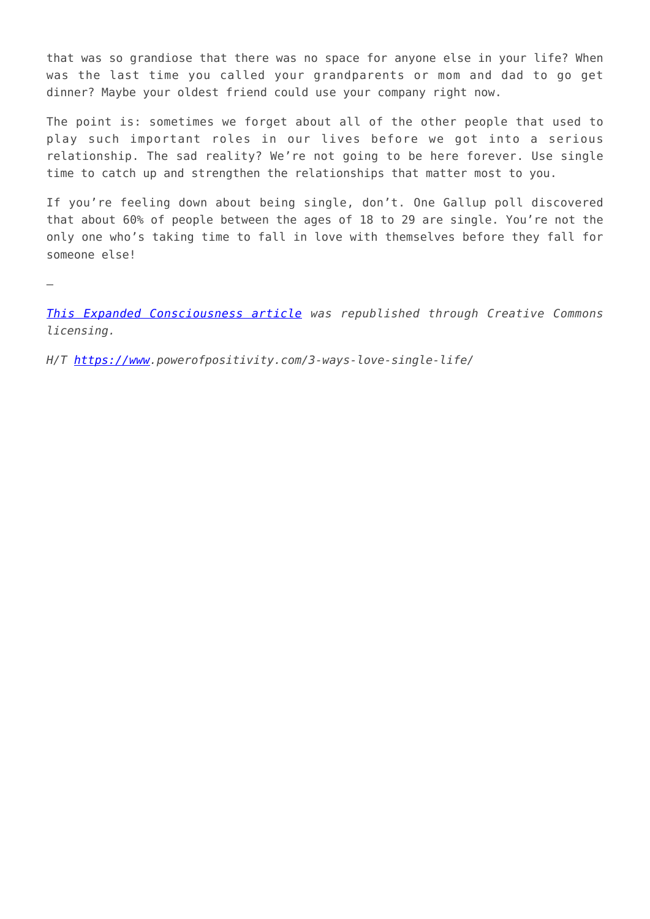that was so grandiose that there was no space for anyone else in your life? When was the last time you called your grandparents or mom and dad to go get dinner? Maybe your oldest friend could use your company right now.

The point is: sometimes we forget about all of the other people that used to play such important roles in our lives before we got into a serious relationship. The sad reality? We're not going to be here forever. Use single time to catch up and strengthen the relationships that matter most to you.

If you're feeling down about being single, don't. One Gallup poll discovered that about 60% of people between the ages of 18 to 29 are single. You're not the only one who's taking time to fall in love with themselves before they fall for someone else!

—

*This Expanded Consciousness article was republished through Creative Commons licensing.*

*H/T https://www.powerofpositivity.com/3-ways-love-single-life/*